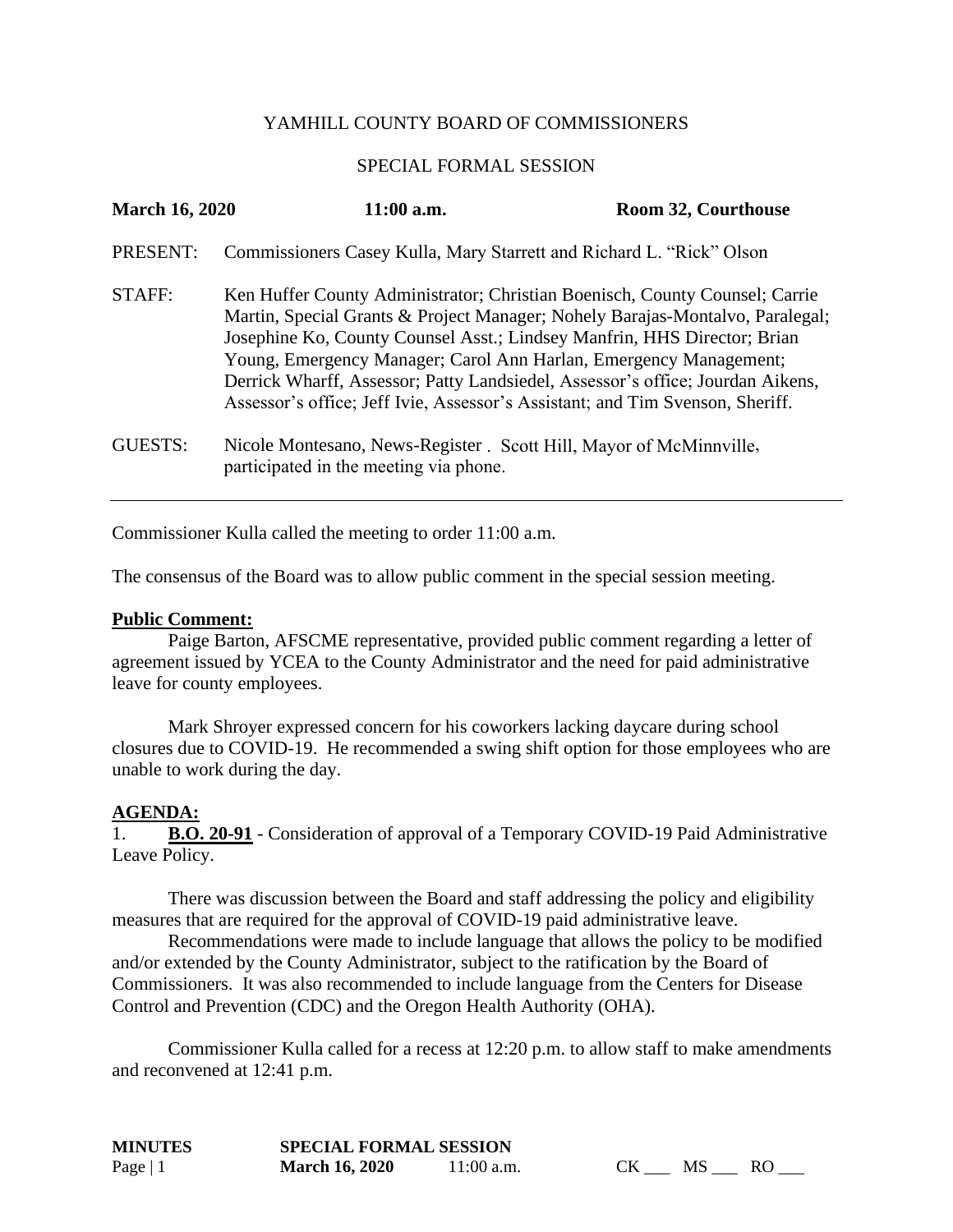YAMHILL COUNTY BOARD OF COMMISSIONERS

SPECIAL FORMAL SESSION

**March 16, 2020** **11:00 a.m.** **Room 32, Courthouse**

PRESENT: Commissioners Casey Kulla, Mary Starrett and Richard L. "Rick" Olson

STAFF: Ken Huffer County Administrator; Christian Boenisch, County Counsel; Carrie Martin, Special Grants & Project Manager; Nohely Barajas-Montalvo, Paralegal; Josephine Ko, County Counsel Asst.; Lindsey Manfrin, HHS Director; Brian Young, Emergency Manager; Carol Ann Harlan, Emergency Management; Derrick Wharff, Assessor; Patty Landsiedel, Assessor's office; Jourdan Aikens, Assessor's office; Jeff Ivie, Assessor's Assistant; and Tim Svenson, Sheriff.

GUESTS: Nicole Montesano, News-Register . Scott Hill, Mayor of McMinnville, participated in the meeting via phone.

---

Commissioner Kulla called the meeting to order 11:00 a.m.

The consensus of the Board was to allow public comment in the special session meeting.

**Public Comment:**

Paige Barton, AFSCME representative, provided public comment regarding a letter of agreement issued by YCEA to the County Administrator and the need for paid administrative leave for county employees.

Mark Shroyer expressed concern for his coworkers lacking daycare during school closures due to COVID-19. He recommended a swing shift option for those employees who are unable to work during the day.

**AGENDA:**

1. **B.O. 20-91** - Consideration of approval of a Temporary COVID-19 Paid Administrative Leave Policy.

There was discussion between the Board and staff addressing the policy and eligibility measures that are required for the approval of COVID-19 paid administrative leave.

Recommendations were made to include language that allows the policy to be modified and/or extended by the County Administrator, subject to the ratification by the Board of Commissioners. It was also recommended to include language from the Centers for Disease Control and Prevention (CDC) and the Oregon Health Authority (OHA).

Commissioner Kulla called for a recess at 12:20 p.m. to allow staff to make amendments and reconvened at 12:41 p.m.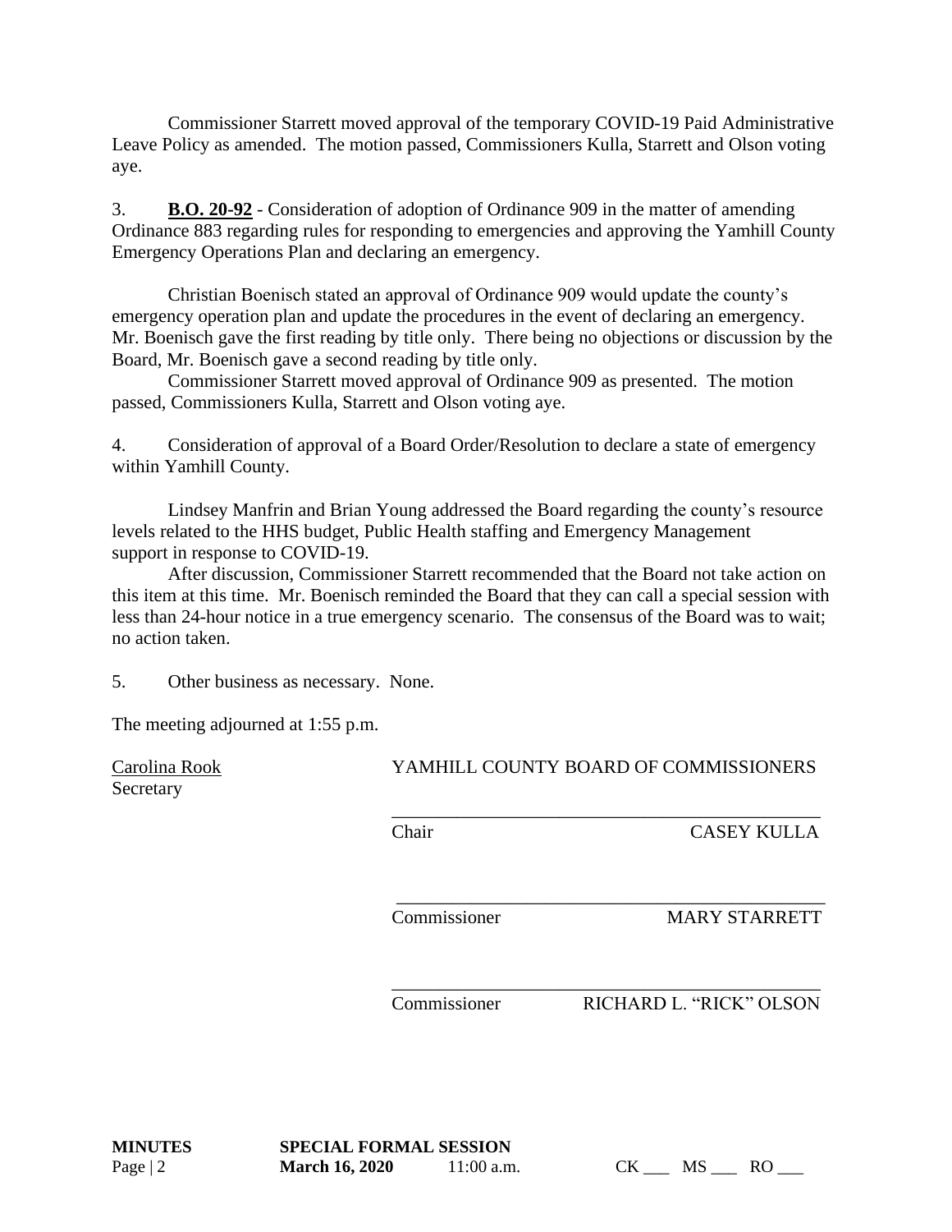Commissioner Starrett moved approval of the temporary COVID-19 Paid Administrative Leave Policy as amended. The motion passed, Commissioners Kulla, Starrett and Olson voting aye.

3. **B.O. 20-92** - Consideration of adoption of Ordinance 909 in the matter of amending Ordinance 883 regarding rules for responding to emergencies and approving the Yamhill County Emergency Operations Plan and declaring an emergency.

Christian Boenisch stated an approval of Ordinance 909 would update the county's emergency operation plan and update the procedures in the event of declaring an emergency. Mr. Boenisch gave the first reading by title only. There being no objections or discussion by the Board, Mr. Boenisch gave a second reading by title only.

Commissioner Starrett moved approval of Ordinance 909 as presented. The motion passed, Commissioners Kulla, Starrett and Olson voting aye.

4. Consideration of approval of a Board Order/Resolution to declare a state of emergency within Yamhill County.

Lindsey Manfrin and Brian Young addressed the Board regarding the county's resource levels related to the HHS budget, Public Health staffing and Emergency Management support in response to COVID-19.

After discussion, Commissioner Starrett recommended that the Board not take action on this item at this time. Mr. Boenisch reminded the Board that they can call a special session with less than 24-hour notice in a true emergency scenario. The consensus of the Board was to wait; no action taken.

5. Other business as necessary. None.

The meeting adjourned at 1:55 p.m.

Carolina Rook
Secretary

YAMHILL COUNTY BOARD OF COMMISSIONERS

\_\_\_\_\_\_\_\_\_\_\_\_\_\_\_\_\_\_\_\_\_\_\_\_\_\_\_\_\_\_\_\_\_\_\_\_\_\_\_\_\_\_\_\_
Chair CASEY KULLA

\_\_\_\_\_\_\_\_\_\_\_\_\_\_\_\_\_\_\_\_\_\_\_\_\_\_\_\_\_\_\_\_\_\_\_\_\_\_\_\_\_\_\_\_
Commissioner MARY STARRETT

\_\_\_\_\_\_\_\_\_\_\_\_\_\_\_\_\_\_\_\_\_\_\_\_\_\_\_\_\_\_\_\_\_\_\_\_\_\_\_\_\_\_\_\_
Commissioner RICHARD L. "RICK" OLSON